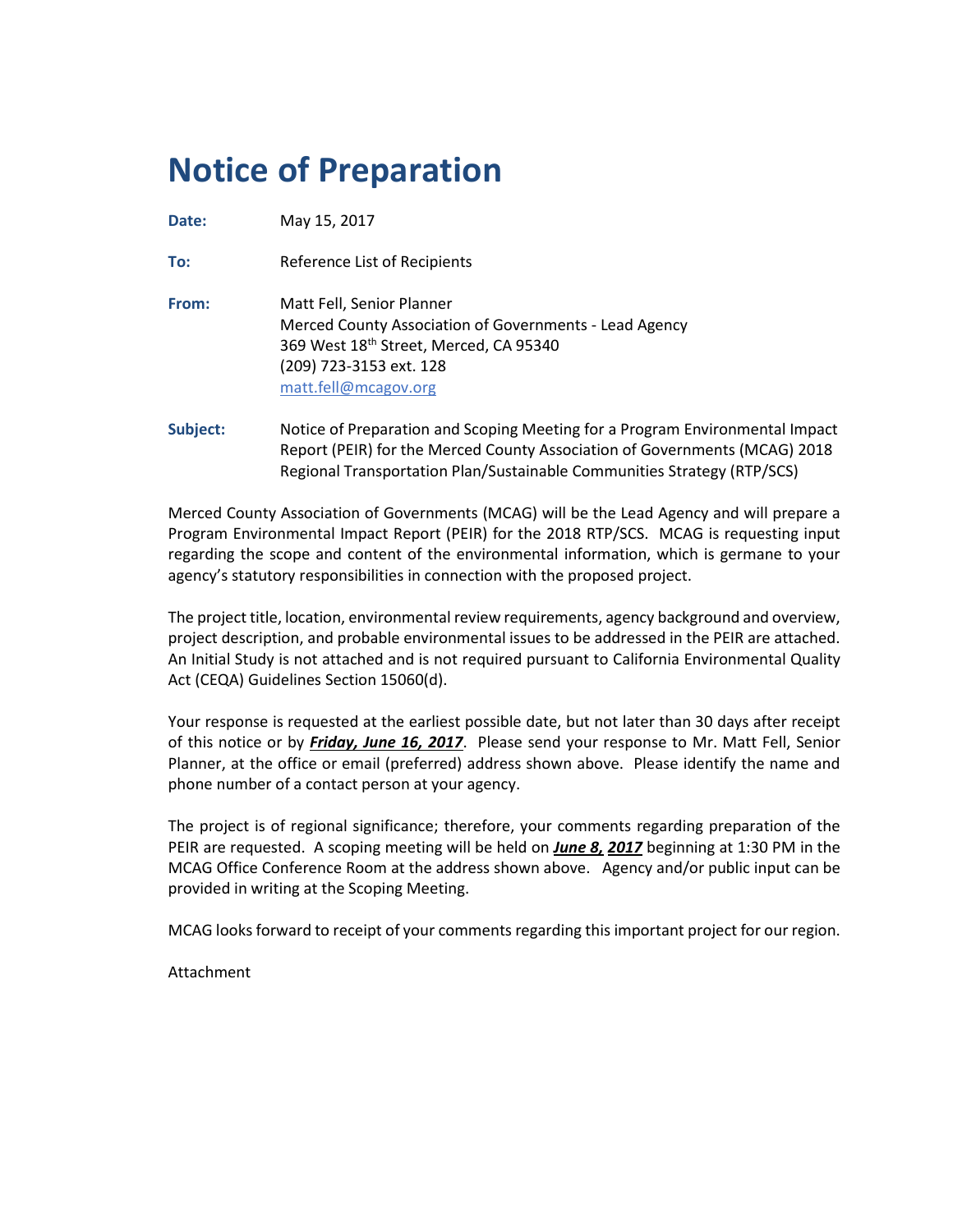# Notice of Preparation

**Date:** May 15, 2017

**To:** Reference List of Recipients

**From:** Matt Fell, Senior Planner
Merced County Association of Governments - Lead Agency
369 West 18th Street, Merced, CA 95340
(209) 723-3153 ext. 128
matt.fell@mcagov.org

**Subject:** Notice of Preparation and Scoping Meeting for a Program Environmental Impact Report (PEIR) for the Merced County Association of Governments (MCAG) 2018 Regional Transportation Plan/Sustainable Communities Strategy (RTP/SCS)

Merced County Association of Governments (MCAG) will be the Lead Agency and will prepare a Program Environmental Impact Report (PEIR) for the 2018 RTP/SCS. MCAG is requesting input regarding the scope and content of the environmental information, which is germane to your agency's statutory responsibilities in connection with the proposed project.

The project title, location, environmental review requirements, agency background and overview, project description, and probable environmental issues to be addressed in the PEIR are attached. An Initial Study is not attached and is not required pursuant to California Environmental Quality Act (CEQA) Guidelines Section 15060(d).

Your response is requested at the earliest possible date, but not later than 30 days after receipt of this notice or by ***Friday, June 16, 2017***. Please send your response to Mr. Matt Fell, Senior Planner, at the office or email (preferred) address shown above. Please identify the name and phone number of a contact person at your agency.

The project is of regional significance; therefore, your comments regarding preparation of the PEIR are requested. A scoping meeting will be held on ***June 8, 2017*** beginning at 1:30 PM in the MCAG Office Conference Room at the address shown above. Agency and/or public input can be provided in writing at the Scoping Meeting.

MCAG looks forward to receipt of your comments regarding this important project for our region.

Attachment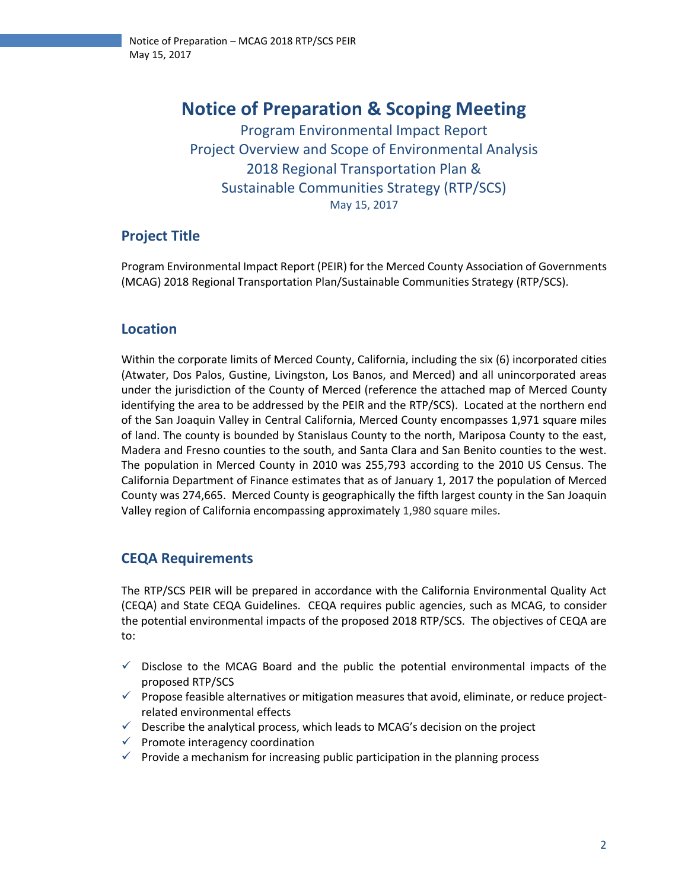# Notice of Preparation & Scoping Meeting

Program Environmental Impact Report
Project Overview and Scope of Environmental Analysis
2018 Regional Transportation Plan &
Sustainable Communities Strategy (RTP/SCS)
May 15, 2017

## Project Title

Program Environmental Impact Report (PEIR) for the Merced County Association of Governments (MCAG) 2018 Regional Transportation Plan/Sustainable Communities Strategy (RTP/SCS).

## Location

Within the corporate limits of Merced County, California, including the six (6) incorporated cities (Atwater, Dos Palos, Gustine, Livingston, Los Banos, and Merced) and all unincorporated areas under the jurisdiction of the County of Merced (reference the attached map of Merced County identifying the area to be addressed by the PEIR and the RTP/SCS). Located at the northern end of the San Joaquin Valley in Central California, Merced County encompasses 1,971 square miles of land. The county is bounded by Stanislaus County to the north, Mariposa County to the east, Madera and Fresno counties to the south, and Santa Clara and San Benito counties to the west. The population in Merced County in 2010 was 255,793 according to the 2010 US Census. The California Department of Finance estimates that as of January 1, 2017 the population of Merced County was 274,665. Merced County is geographically the fifth largest county in the San Joaquin Valley region of California encompassing approximately 1,980 square miles.

## CEQA Requirements

The RTP/SCS PEIR will be prepared in accordance with the California Environmental Quality Act (CEQA) and State CEQA Guidelines. CEQA requires public agencies, such as MCAG, to consider the potential environmental impacts of the proposed 2018 RTP/SCS. The objectives of CEQA are to:

- ✓ Disclose to the MCAG Board and the public the potential environmental impacts of the proposed RTP/SCS
- ✓ Propose feasible alternatives or mitigation measures that avoid, eliminate, or reduce project-related environmental effects
- ✓ Describe the analytical process, which leads to MCAG's decision on the project
- ✓ Promote interagency coordination
- ✓ Provide a mechanism for increasing public participation in the planning process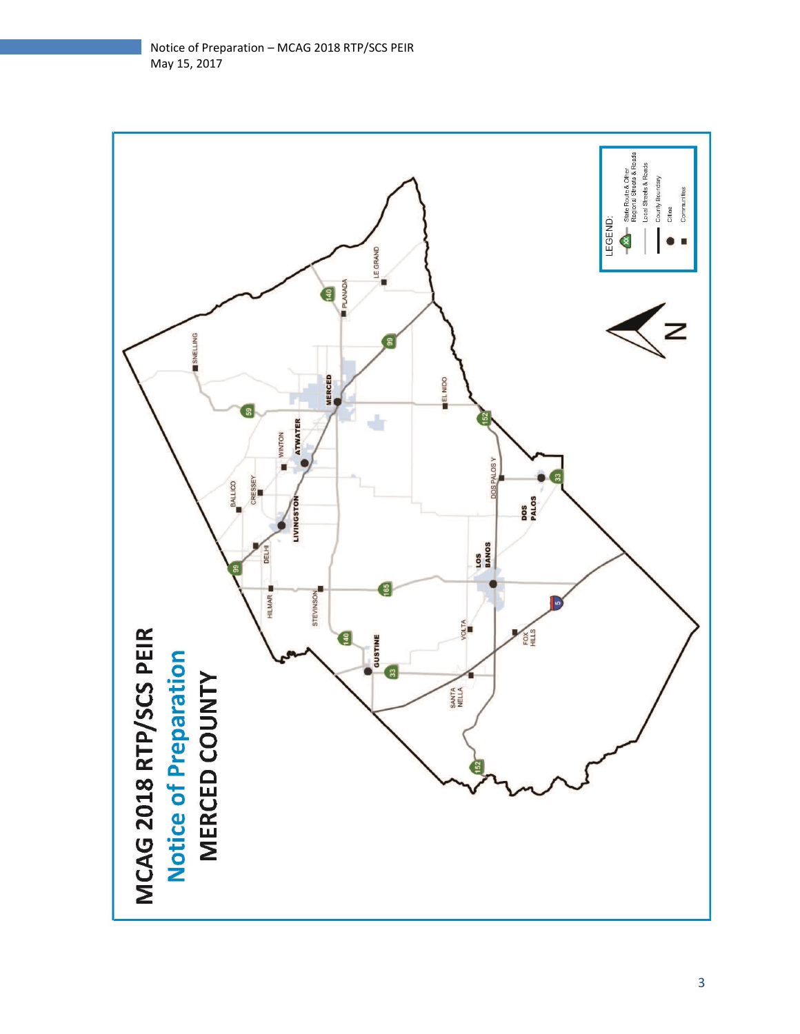# MCAG 2018 RTP/SCS PEIR

## Notice of Preparation

### MERCED COUNTY

LEGEND:

- State Route & Other Regional Streets & Roads
- Local Streets & Roads
- County Boundary
- Cities
- Communities

SNELLING, LE GRAND, PLANADA, MERCED, EL NIDO, ATWATER, WINTON, BALLICO, CRESSEY, LIVINGSTON, DELHI, DOS PALOS Y, DOS PALOS, LOS BANOS, HILMAR, STEVINSON, VOLTA, FOX HILLS, GUSTINE, SANTA NELLA

140, 99, 59, 152, 33, 165, 5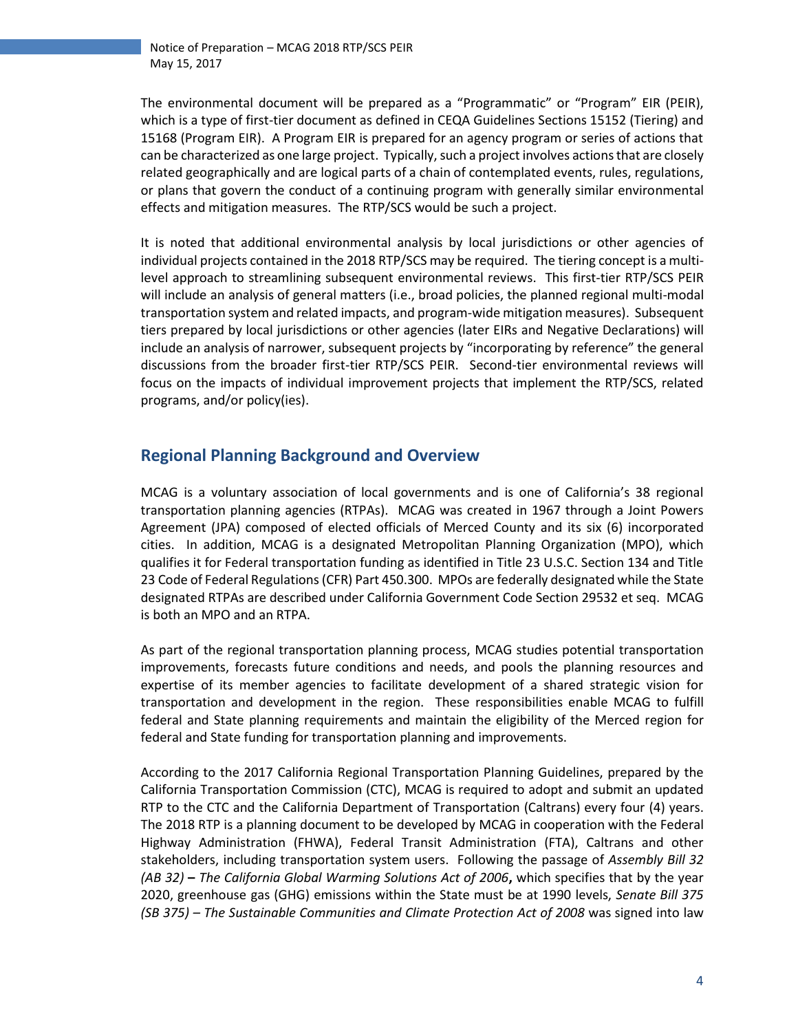The environmental document will be prepared as a "Programmatic" or "Program" EIR (PEIR), which is a type of first-tier document as defined in CEQA Guidelines Sections 15152 (Tiering) and 15168 (Program EIR). A Program EIR is prepared for an agency program or series of actions that can be characterized as one large project. Typically, such a project involves actions that are closely related geographically and are logical parts of a chain of contemplated events, rules, regulations, or plans that govern the conduct of a continuing program with generally similar environmental effects and mitigation measures. The RTP/SCS would be such a project.

It is noted that additional environmental analysis by local jurisdictions or other agencies of individual projects contained in the 2018 RTP/SCS may be required. The tiering concept is a multi-level approach to streamlining subsequent environmental reviews. This first-tier RTP/SCS PEIR will include an analysis of general matters (i.e., broad policies, the planned regional multi-modal transportation system and related impacts, and program-wide mitigation measures). Subsequent tiers prepared by local jurisdictions or other agencies (later EIRs and Negative Declarations) will include an analysis of narrower, subsequent projects by "incorporating by reference" the general discussions from the broader first-tier RTP/SCS PEIR. Second-tier environmental reviews will focus on the impacts of individual improvement projects that implement the RTP/SCS, related programs, and/or policy(ies).

## Regional Planning Background and Overview

MCAG is a voluntary association of local governments and is one of California's 38 regional transportation planning agencies (RTPAs). MCAG was created in 1967 through a Joint Powers Agreement (JPA) composed of elected officials of Merced County and its six (6) incorporated cities. In addition, MCAG is a designated Metropolitan Planning Organization (MPO), which qualifies it for Federal transportation funding as identified in Title 23 U.S.C. Section 134 and Title 23 Code of Federal Regulations (CFR) Part 450.300. MPOs are federally designated while the State designated RTPAs are described under California Government Code Section 29532 et seq. MCAG is both an MPO and an RTPA.

As part of the regional transportation planning process, MCAG studies potential transportation improvements, forecasts future conditions and needs, and pools the planning resources and expertise of its member agencies to facilitate development of a shared strategic vision for transportation and development in the region. These responsibilities enable MCAG to fulfill federal and State planning requirements and maintain the eligibility of the Merced region for federal and State funding for transportation planning and improvements.

According to the 2017 California Regional Transportation Planning Guidelines, prepared by the California Transportation Commission (CTC), MCAG is required to adopt and submit an updated RTP to the CTC and the California Department of Transportation (Caltrans) every four (4) years. The 2018 RTP is a planning document to be developed by MCAG in cooperation with the Federal Highway Administration (FHWA), Federal Transit Administration (FTA), Caltrans and other stakeholders, including transportation system users. Following the passage of *Assembly Bill 32 (AB 32)* **–** *The California Global Warming Solutions Act of 2006***,** which specifies that by the year 2020, greenhouse gas (GHG) emissions within the State must be at 1990 levels, *Senate Bill 375 (SB 375) – The Sustainable Communities and Climate Protection Act of 2008* was signed into law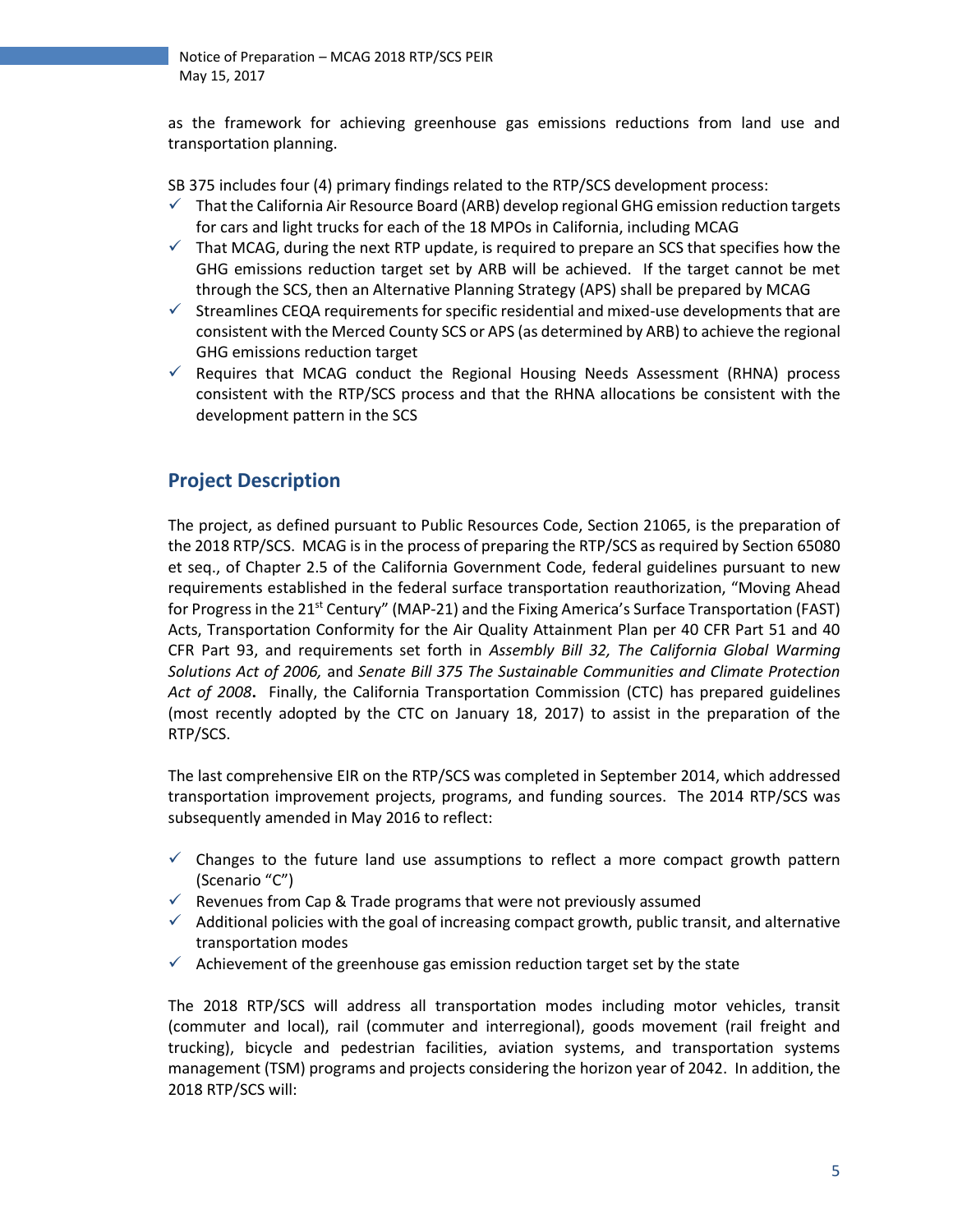as the framework for achieving greenhouse gas emissions reductions from land use and transportation planning.

SB 375 includes four (4) primary findings related to the RTP/SCS development process:

- ✓ That the California Air Resource Board (ARB) develop regional GHG emission reduction targets for cars and light trucks for each of the 18 MPOs in California, including MCAG
- ✓ That MCAG, during the next RTP update, is required to prepare an SCS that specifies how the GHG emissions reduction target set by ARB will be achieved. If the target cannot be met through the SCS, then an Alternative Planning Strategy (APS) shall be prepared by MCAG
- ✓ Streamlines CEQA requirements for specific residential and mixed-use developments that are consistent with the Merced County SCS or APS (as determined by ARB) to achieve the regional GHG emissions reduction target
- ✓ Requires that MCAG conduct the Regional Housing Needs Assessment (RHNA) process consistent with the RTP/SCS process and that the RHNA allocations be consistent with the development pattern in the SCS

## Project Description

The project, as defined pursuant to Public Resources Code, Section 21065, is the preparation of the 2018 RTP/SCS. MCAG is in the process of preparing the RTP/SCS as required by Section 65080 et seq., of Chapter 2.5 of the California Government Code, federal guidelines pursuant to new requirements established in the federal surface transportation reauthorization, "Moving Ahead for Progress in the 21st Century" (MAP-21) and the Fixing America's Surface Transportation (FAST) Acts, Transportation Conformity for the Air Quality Attainment Plan per 40 CFR Part 51 and 40 CFR Part 93, and requirements set forth in *Assembly Bill 32, The California Global Warming Solutions Act of 2006,* and *Senate Bill 375 The Sustainable Communities and Climate Protection Act of 2008*. Finally, the California Transportation Commission (CTC) has prepared guidelines (most recently adopted by the CTC on January 18, 2017) to assist in the preparation of the RTP/SCS.

The last comprehensive EIR on the RTP/SCS was completed in September 2014, which addressed transportation improvement projects, programs, and funding sources. The 2014 RTP/SCS was subsequently amended in May 2016 to reflect:

- ✓ Changes to the future land use assumptions to reflect a more compact growth pattern (Scenario "C")
- ✓ Revenues from Cap & Trade programs that were not previously assumed
- ✓ Additional policies with the goal of increasing compact growth, public transit, and alternative transportation modes
- ✓ Achievement of the greenhouse gas emission reduction target set by the state

The 2018 RTP/SCS will address all transportation modes including motor vehicles, transit (commuter and local), rail (commuter and interregional), goods movement (rail freight and trucking), bicycle and pedestrian facilities, aviation systems, and transportation systems management (TSM) programs and projects considering the horizon year of 2042. In addition, the 2018 RTP/SCS will: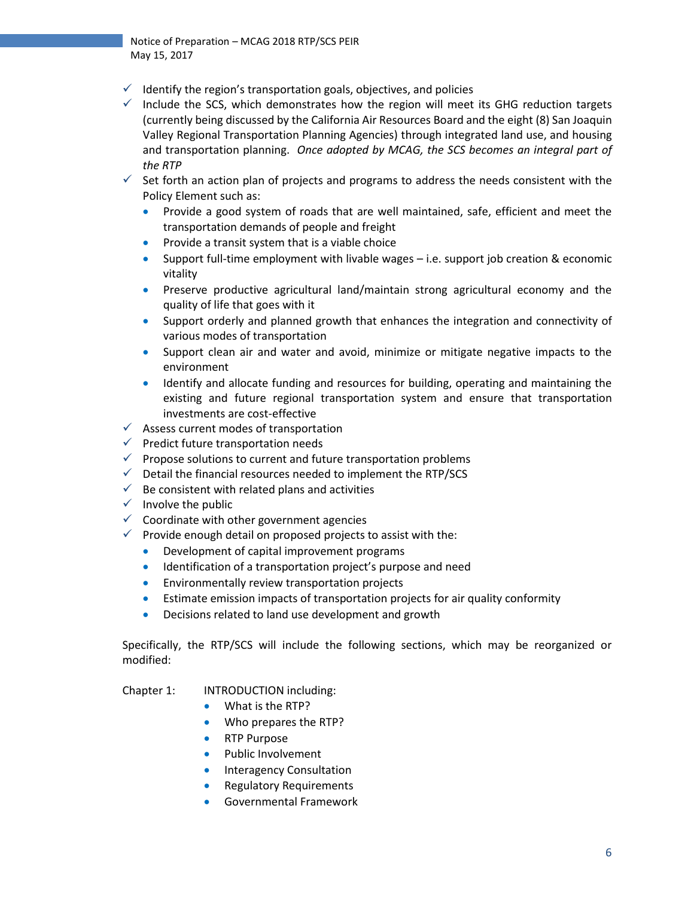- ✓ Identify the region's transportation goals, objectives, and policies
- ✓ Include the SCS, which demonstrates how the region will meet its GHG reduction targets (currently being discussed by the California Air Resources Board and the eight (8) San Joaquin Valley Regional Transportation Planning Agencies) through integrated land use, and housing and transportation planning. *Once adopted by MCAG, the SCS becomes an integral part of the RTP*
- ✓ Set forth an action plan of projects and programs to address the needs consistent with the Policy Element such as:
  - Provide a good system of roads that are well maintained, safe, efficient and meet the transportation demands of people and freight
  - Provide a transit system that is a viable choice
  - Support full-time employment with livable wages – i.e. support job creation & economic vitality
  - Preserve productive agricultural land/maintain strong agricultural economy and the quality of life that goes with it
  - Support orderly and planned growth that enhances the integration and connectivity of various modes of transportation
  - Support clean air and water and avoid, minimize or mitigate negative impacts to the environment
  - Identify and allocate funding and resources for building, operating and maintaining the existing and future regional transportation system and ensure that transportation investments are cost-effective
- ✓ Assess current modes of transportation
- ✓ Predict future transportation needs
- ✓ Propose solutions to current and future transportation problems
- ✓ Detail the financial resources needed to implement the RTP/SCS
- ✓ Be consistent with related plans and activities
- ✓ Involve the public
- ✓ Coordinate with other government agencies
- ✓ Provide enough detail on proposed projects to assist with the:
  - Development of capital improvement programs
  - Identification of a transportation project's purpose and need
  - Environmentally review transportation projects
  - Estimate emission impacts of transportation projects for air quality conformity
  - Decisions related to land use development and growth

Specifically, the RTP/SCS will include the following sections, which may be reorganized or modified:

Chapter 1: INTRODUCTION including:

- What is the RTP?
- Who prepares the RTP?
- RTP Purpose
- Public Involvement
- Interagency Consultation
- Regulatory Requirements
- Governmental Framework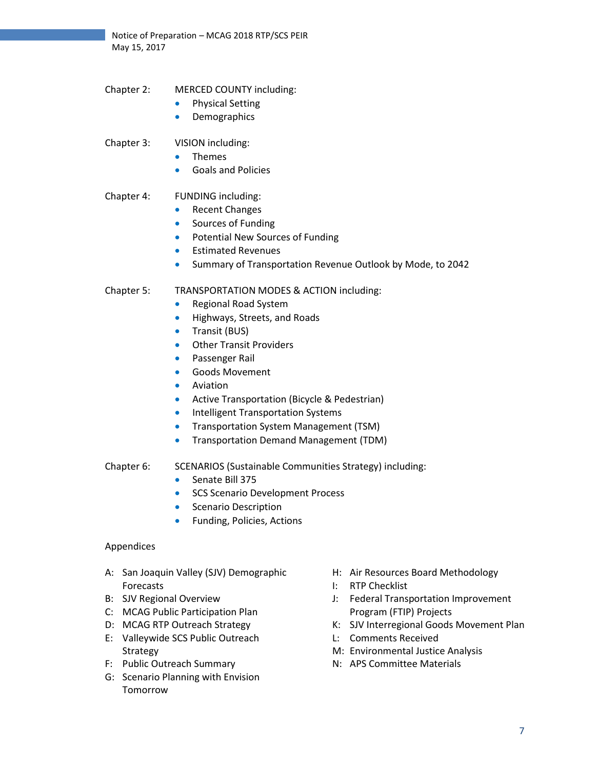Chapter 2: MERCED COUNTY including:

- Physical Setting
- Demographics

Chapter 3: VISION including:

- Themes
- Goals and Policies

Chapter 4: FUNDING including:

- Recent Changes
- Sources of Funding
- Potential New Sources of Funding
- Estimated Revenues
- Summary of Transportation Revenue Outlook by Mode, to 2042

Chapter 5: TRANSPORTATION MODES & ACTION including:

- Regional Road System
- Highways, Streets, and Roads
- Transit (BUS)
- Other Transit Providers
- Passenger Rail
- Goods Movement
- Aviation
- Active Transportation (Bicycle & Pedestrian)
- Intelligent Transportation Systems
- Transportation System Management (TSM)
- Transportation Demand Management (TDM)

Chapter 6: SCENARIOS (Sustainable Communities Strategy) including:

- Senate Bill 375
- SCS Scenario Development Process
- Scenario Description
- Funding, Policies, Actions

Appendices

A: San Joaquin Valley (SJV) Demographic Forecasts
B: SJV Regional Overview
C: MCAG Public Participation Plan
D: MCAG RTP Outreach Strategy
E: Valleywide SCS Public Outreach Strategy
F: Public Outreach Summary
G: Scenario Planning with Envision Tomorrow
H: Air Resources Board Methodology
I: RTP Checklist
J: Federal Transportation Improvement Program (FTIP) Projects
K: SJV Interregional Goods Movement Plan
L: Comments Received
M: Environmental Justice Analysis
N: APS Committee Materials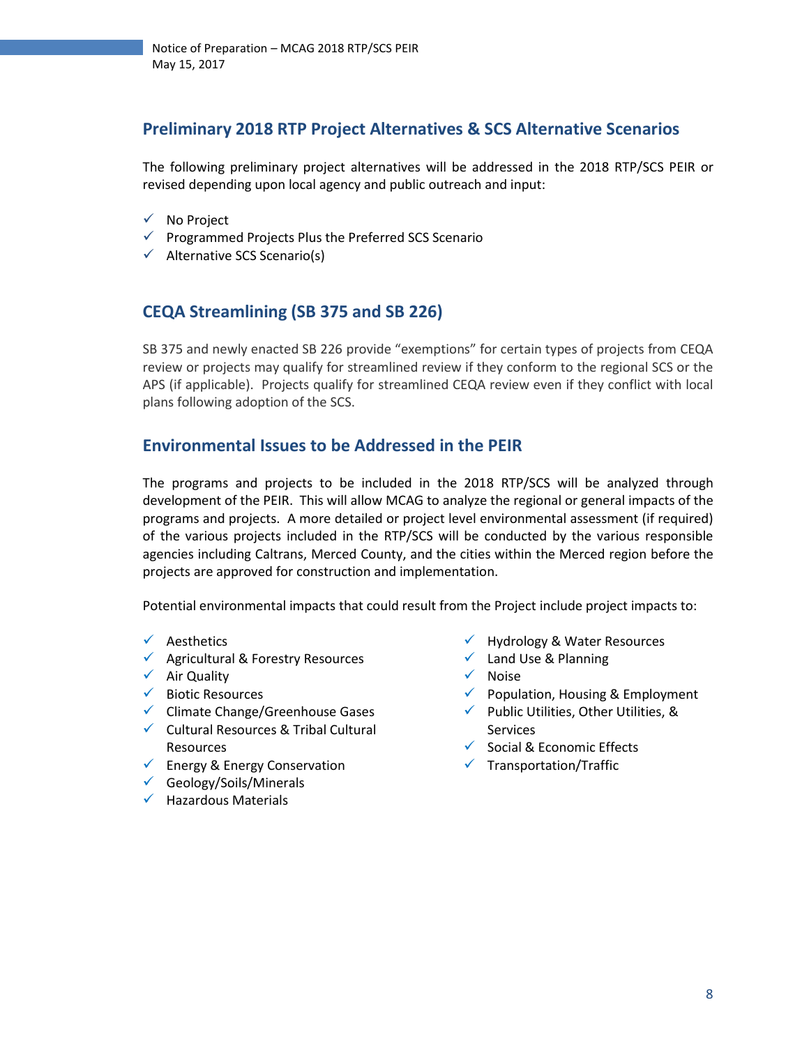## Preliminary 2018 RTP Project Alternatives & SCS Alternative Scenarios

The following preliminary project alternatives will be addressed in the 2018 RTP/SCS PEIR or revised depending upon local agency and public outreach and input:

- ✓ No Project
- ✓ Programmed Projects Plus the Preferred SCS Scenario
- ✓ Alternative SCS Scenario(s)

## CEQA Streamlining (SB 375 and SB 226)

SB 375 and newly enacted SB 226 provide "exemptions" for certain types of projects from CEQA review or projects may qualify for streamlined review if they conform to the regional SCS or the APS (if applicable). Projects qualify for streamlined CEQA review even if they conflict with local plans following adoption of the SCS.

## Environmental Issues to be Addressed in the PEIR

The programs and projects to be included in the 2018 RTP/SCS will be analyzed through development of the PEIR. This will allow MCAG to analyze the regional or general impacts of the programs and projects. A more detailed or project level environmental assessment (if required) of the various projects included in the RTP/SCS will be conducted by the various responsible agencies including Caltrans, Merced County, and the cities within the Merced region before the projects are approved for construction and implementation.

Potential environmental impacts that could result from the Project include project impacts to:

- ✓ Aesthetics
- ✓ Agricultural & Forestry Resources
- ✓ Air Quality
- ✓ Biotic Resources
- ✓ Climate Change/Greenhouse Gases
- ✓ Cultural Resources & Tribal Cultural Resources
- ✓ Energy & Energy Conservation
- ✓ Geology/Soils/Minerals
- ✓ Hazardous Materials
- ✓ Hydrology & Water Resources
- ✓ Land Use & Planning
- ✓ Noise
- ✓ Population, Housing & Employment
- ✓ Public Utilities, Other Utilities, & Services
- ✓ Social & Economic Effects
- ✓ Transportation/Traffic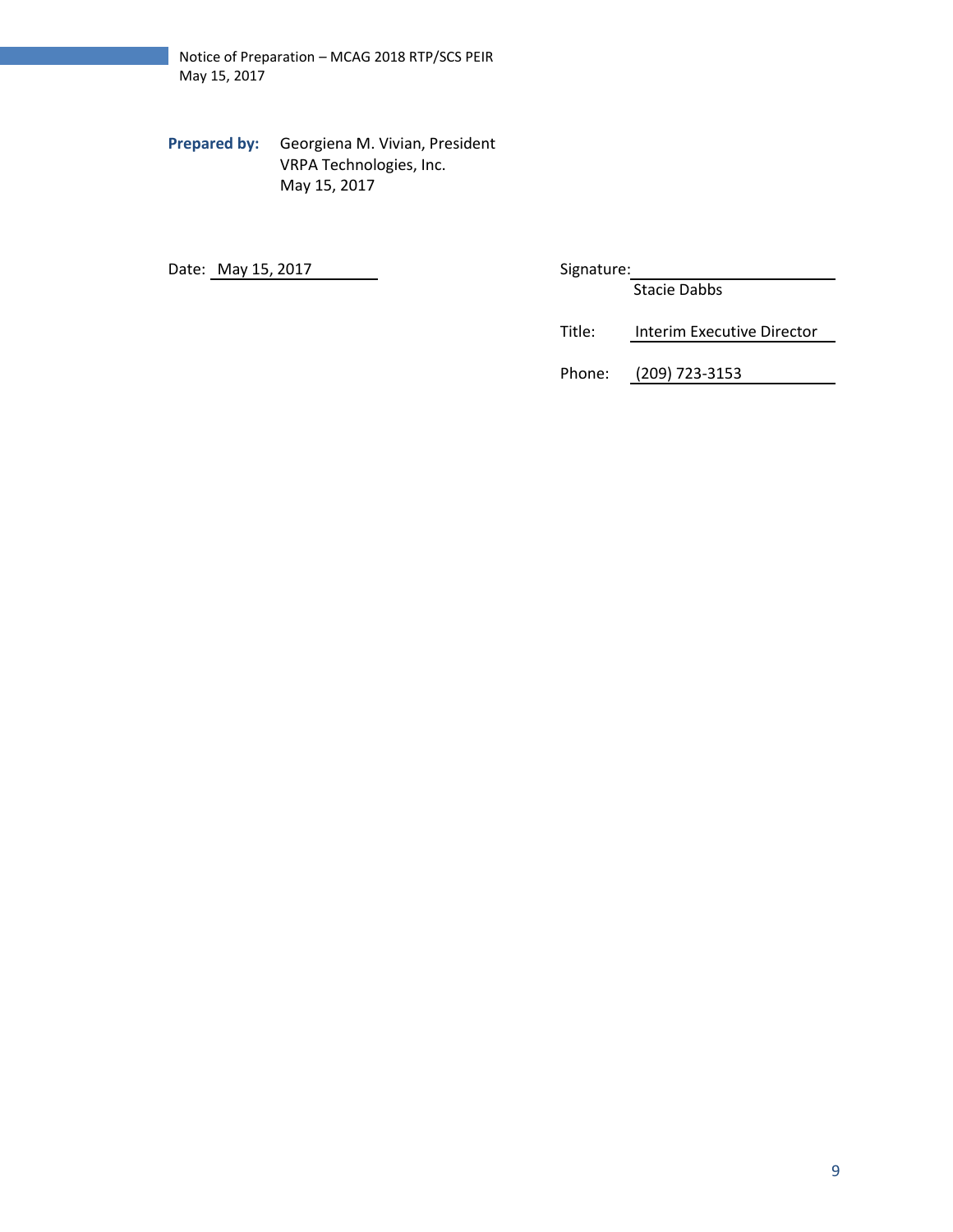**Prepared by:** Georgiena M. Vivian, President
VRPA Technologies, Inc.
May 15, 2017

Date: May 15, 2017

Signature: ______________________
Stacie Dabbs

Title: Interim Executive Director

Phone: (209) 723-3153